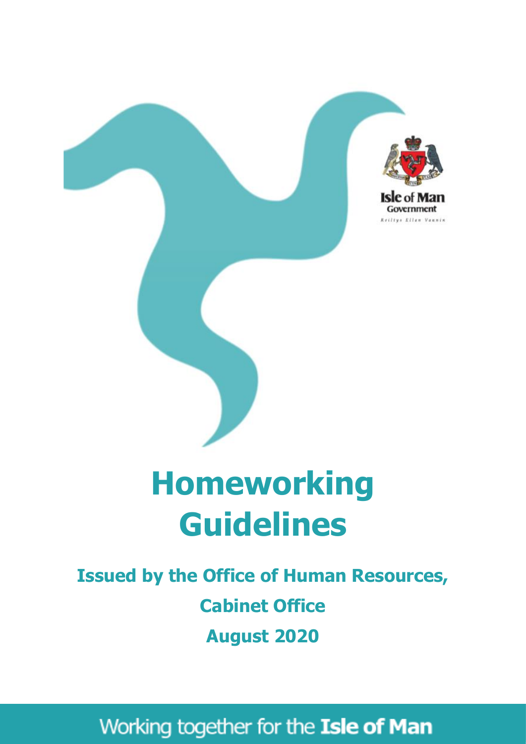Isle of Man Government

Reiltys Ellan Vannin

# Homeworking Guidelines

**Issued by the Office of Human Resources, Cabinet Office**

**August 2020**

Working together for the **Isle of Man**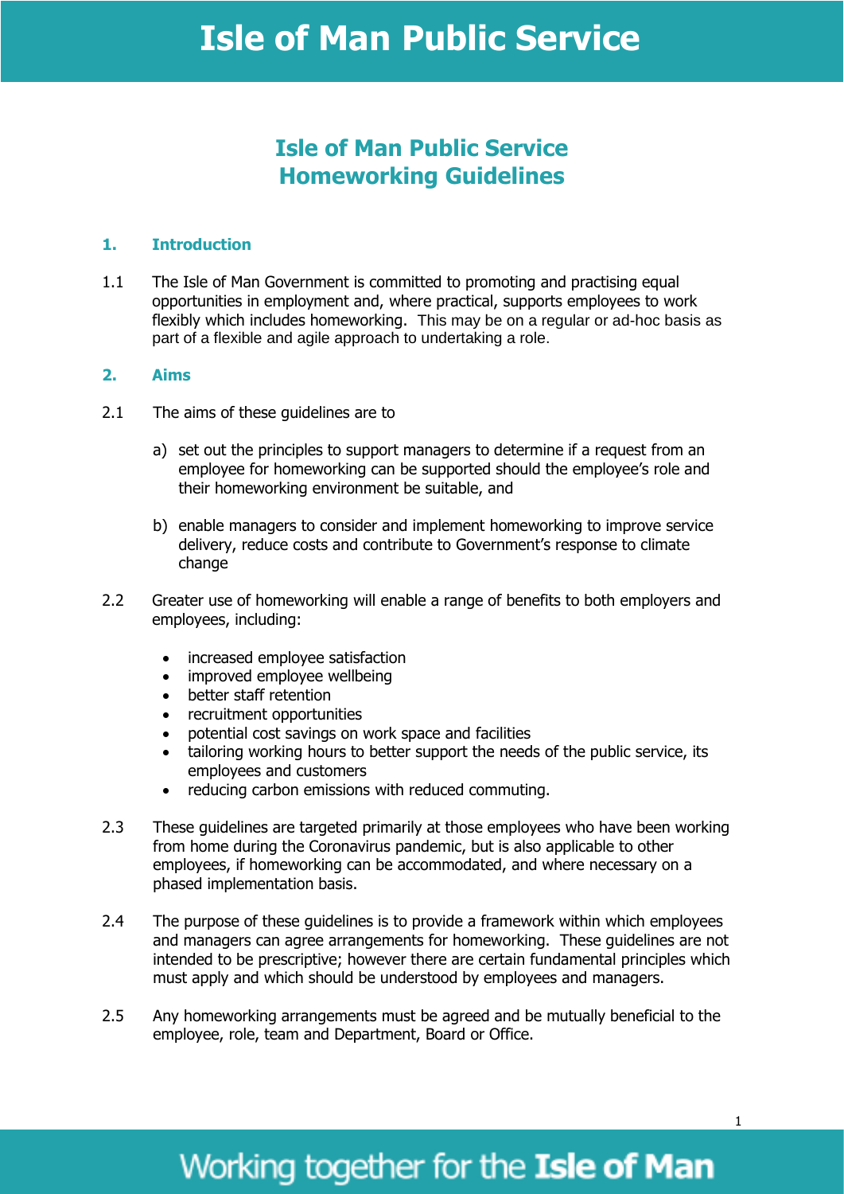# Isle of Man Public Service Homeworking Guidelines

## 1. Introduction

1.1 The Isle of Man Government is committed to promoting and practising equal opportunities in employment and, where practical, supports employees to work flexibly which includes homeworking. This may be on a regular or ad-hoc basis as part of a flexible and agile approach to undertaking a role.

## 2. Aims

2.1 The aims of these guidelines are to

a) set out the principles to support managers to determine if a request from an employee for homeworking can be supported should the employee's role and their homeworking environment be suitable, and

b) enable managers to consider and implement homeworking to improve service delivery, reduce costs and contribute to Government's response to climate change

2.2 Greater use of homeworking will enable a range of benefits to both employers and employees, including:

- increased employee satisfaction
- improved employee wellbeing
- better staff retention
- recruitment opportunities
- potential cost savings on work space and facilities
- tailoring working hours to better support the needs of the public service, its employees and customers
- reducing carbon emissions with reduced commuting.

2.3 These guidelines are targeted primarily at those employees who have been working from home during the Coronavirus pandemic, but is also applicable to other employees, if homeworking can be accommodated, and where necessary on a phased implementation basis.

2.4 The purpose of these guidelines is to provide a framework within which employees and managers can agree arrangements for homeworking. These guidelines are not intended to be prescriptive; however there are certain fundamental principles which must apply and which should be understood by employees and managers.

2.5 Any homeworking arrangements must be agreed and be mutually beneficial to the employee, role, team and Department, Board or Office.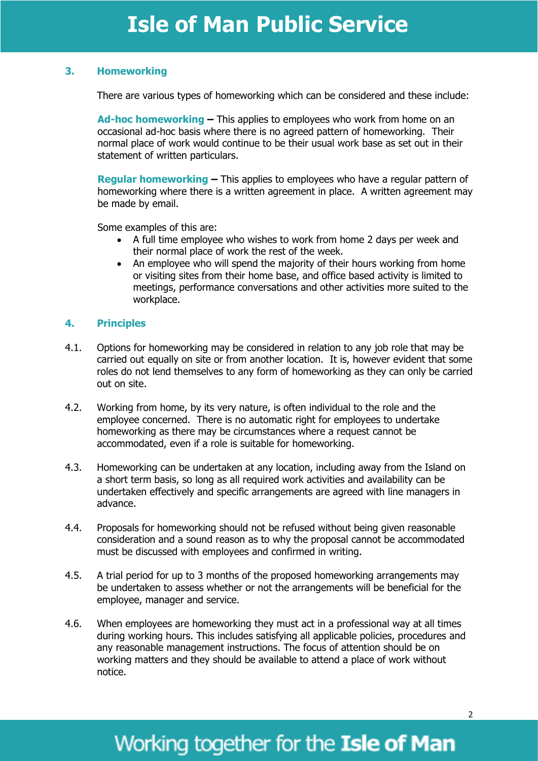## 3. Homeworking

There are various types of homeworking which can be considered and these include:

**Ad-hoc homeworking –** This applies to employees who work from home on an occasional ad-hoc basis where there is no agreed pattern of homeworking. Their normal place of work would continue to be their usual work base as set out in their statement of written particulars.

**Regular homeworking –** This applies to employees who have a regular pattern of homeworking where there is a written agreement in place. A written agreement may be made by email.

Some examples of this are:

- A full time employee who wishes to work from home 2 days per week and their normal place of work the rest of the week.
- An employee who will spend the majority of their hours working from home or visiting sites from their home base, and office based activity is limited to meetings, performance conversations and other activities more suited to the workplace.

## 4. Principles

4.1. Options for homeworking may be considered in relation to any job role that may be carried out equally on site or from another location. It is, however evident that some roles do not lend themselves to any form of homeworking as they can only be carried out on site.

4.2. Working from home, by its very nature, is often individual to the role and the employee concerned. There is no automatic right for employees to undertake homeworking as there may be circumstances where a request cannot be accommodated, even if a role is suitable for homeworking.

4.3. Homeworking can be undertaken at any location, including away from the Island on a short term basis, so long as all required work activities and availability can be undertaken effectively and specific arrangements are agreed with line managers in advance.

4.4. Proposals for homeworking should not be refused without being given reasonable consideration and a sound reason as to why the proposal cannot be accommodated must be discussed with employees and confirmed in writing.

4.5. A trial period for up to 3 months of the proposed homeworking arrangements may be undertaken to assess whether or not the arrangements will be beneficial for the employee, manager and service.

4.6. When employees are homeworking they must act in a professional way at all times during working hours. This includes satisfying all applicable policies, procedures and any reasonable management instructions. The focus of attention should be on working matters and they should be available to attend a place of work without notice.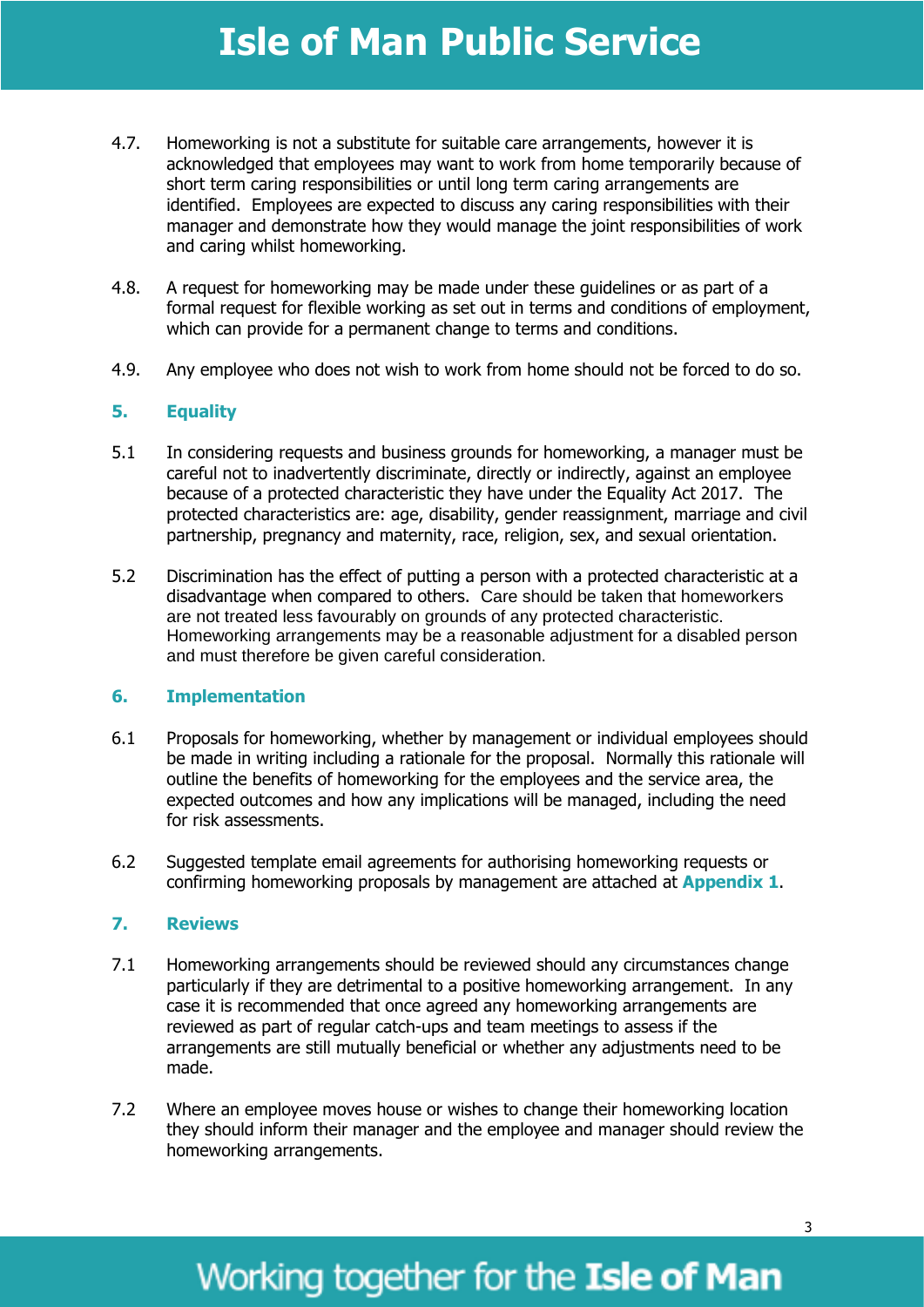4.7. Homeworking is not a substitute for suitable care arrangements, however it is acknowledged that employees may want to work from home temporarily because of short term caring responsibilities or until long term caring arrangements are identified. Employees are expected to discuss any caring responsibilities with their manager and demonstrate how they would manage the joint responsibilities of work and caring whilst homeworking.

4.8. A request for homeworking may be made under these guidelines or as part of a formal request for flexible working as set out in terms and conditions of employment, which can provide for a permanent change to terms and conditions.

4.9. Any employee who does not wish to work from home should not be forced to do so.

## 5. Equality

5.1 In considering requests and business grounds for homeworking, a manager must be careful not to inadvertently discriminate, directly or indirectly, against an employee because of a protected characteristic they have under the Equality Act 2017. The protected characteristics are: age, disability, gender reassignment, marriage and civil partnership, pregnancy and maternity, race, religion, sex, and sexual orientation.

5.2 Discrimination has the effect of putting a person with a protected characteristic at a disadvantage when compared to others. Care should be taken that homeworkers are not treated less favourably on grounds of any protected characteristic. Homeworking arrangements may be a reasonable adjustment for a disabled person and must therefore be given careful consideration.

## 6. Implementation

6.1 Proposals for homeworking, whether by management or individual employees should be made in writing including a rationale for the proposal. Normally this rationale will outline the benefits of homeworking for the employees and the service area, the expected outcomes and how any implications will be managed, including the need for risk assessments.

6.2 Suggested template email agreements for authorising homeworking requests or confirming homeworking proposals by management are attached at **Appendix 1**.

## 7. Reviews

7.1 Homeworking arrangements should be reviewed should any circumstances change particularly if they are detrimental to a positive homeworking arrangement. In any case it is recommended that once agreed any homeworking arrangements are reviewed as part of regular catch-ups and team meetings to assess if the arrangements are still mutually beneficial or whether any adjustments need to be made.

7.2 Where an employee moves house or wishes to change their homeworking location they should inform their manager and the employee and manager should review the homeworking arrangements.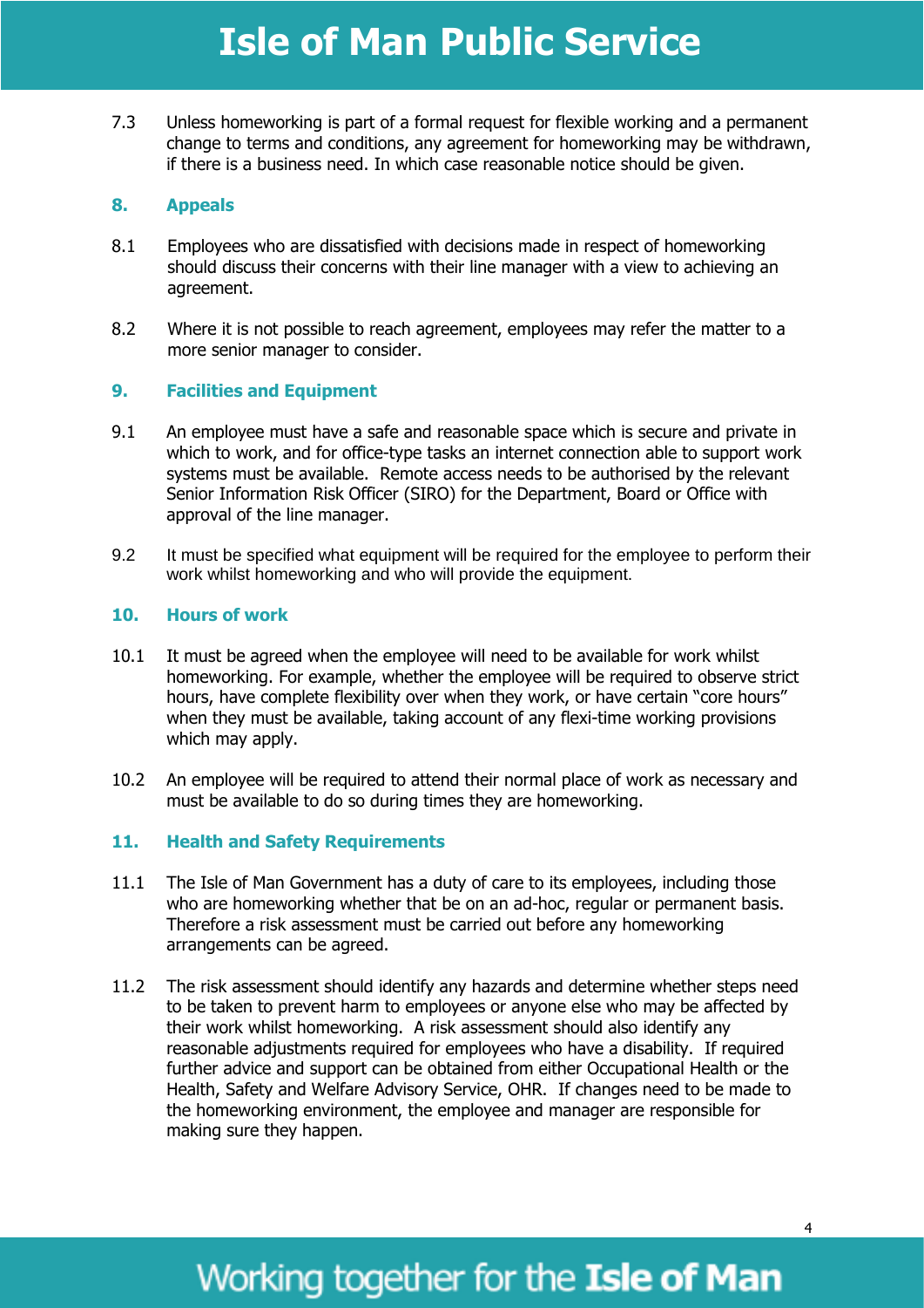7.3 Unless homeworking is part of a formal request for flexible working and a permanent change to terms and conditions, any agreement for homeworking may be withdrawn, if there is a business need. In which case reasonable notice should be given.

## 8. Appeals

8.1 Employees who are dissatisfied with decisions made in respect of homeworking should discuss their concerns with their line manager with a view to achieving an agreement.

8.2 Where it is not possible to reach agreement, employees may refer the matter to a more senior manager to consider.

## 9. Facilities and Equipment

9.1 An employee must have a safe and reasonable space which is secure and private in which to work, and for office-type tasks an internet connection able to support work systems must be available. Remote access needs to be authorised by the relevant Senior Information Risk Officer (SIRO) for the Department, Board or Office with approval of the line manager.

9.2 It must be specified what equipment will be required for the employee to perform their work whilst homeworking and who will provide the equipment.

## 10. Hours of work

10.1 It must be agreed when the employee will need to be available for work whilst homeworking. For example, whether the employee will be required to observe strict hours, have complete flexibility over when they work, or have certain "core hours" when they must be available, taking account of any flexi-time working provisions which may apply.

10.2 An employee will be required to attend their normal place of work as necessary and must be available to do so during times they are homeworking.

## 11. Health and Safety Requirements

11.1 The Isle of Man Government has a duty of care to its employees, including those who are homeworking whether that be on an ad-hoc, regular or permanent basis. Therefore a risk assessment must be carried out before any homeworking arrangements can be agreed.

11.2 The risk assessment should identify any hazards and determine whether steps need to be taken to prevent harm to employees or anyone else who may be affected by their work whilst homeworking. A risk assessment should also identify any reasonable adjustments required for employees who have a disability. If required further advice and support can be obtained from either Occupational Health or the Health, Safety and Welfare Advisory Service, OHR. If changes need to be made to the homeworking environment, the employee and manager are responsible for making sure they happen.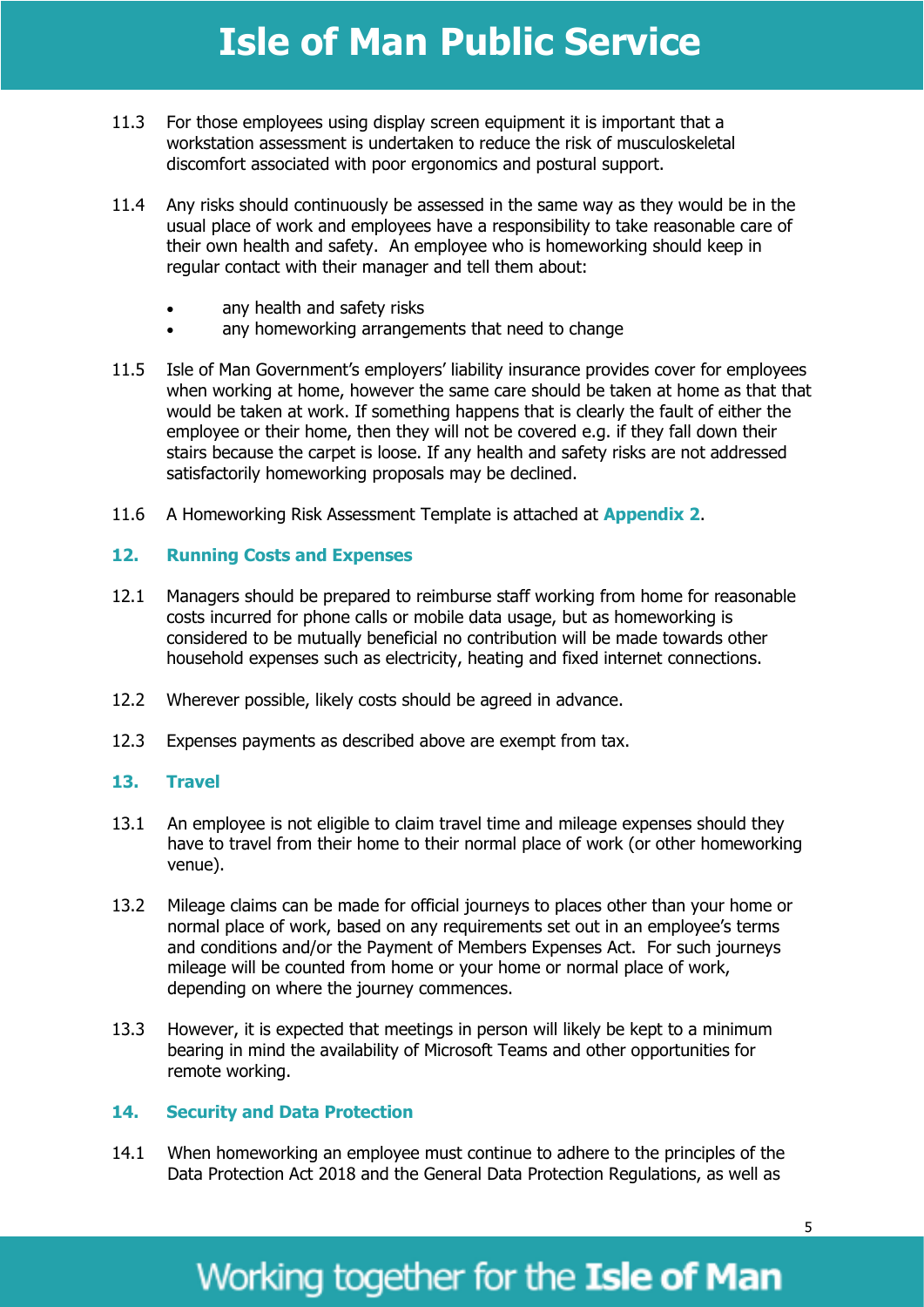11.3 For those employees using display screen equipment it is important that a workstation assessment is undertaken to reduce the risk of musculoskeletal discomfort associated with poor ergonomics and postural support.

11.4 Any risks should continuously be assessed in the same way as they would be in the usual place of work and employees have a responsibility to take reasonable care of their own health and safety. An employee who is homeworking should keep in regular contact with their manager and tell them about:

- any health and safety risks
- any homeworking arrangements that need to change

11.5 Isle of Man Government's employers' liability insurance provides cover for employees when working at home, however the same care should be taken at home as that that would be taken at work. If something happens that is clearly the fault of either the employee or their home, then they will not be covered e.g. if they fall down their stairs because the carpet is loose. If any health and safety risks are not addressed satisfactorily homeworking proposals may be declined.

11.6 A Homeworking Risk Assessment Template is attached at **Appendix 2**.

## 12. Running Costs and Expenses

12.1 Managers should be prepared to reimburse staff working from home for reasonable costs incurred for phone calls or mobile data usage, but as homeworking is considered to be mutually beneficial no contribution will be made towards other household expenses such as electricity, heating and fixed internet connections.

12.2 Wherever possible, likely costs should be agreed in advance.

12.3 Expenses payments as described above are exempt from tax.

## 13. Travel

13.1 An employee is not eligible to claim travel time and mileage expenses should they have to travel from their home to their normal place of work (or other homeworking venue).

13.2 Mileage claims can be made for official journeys to places other than your home or normal place of work, based on any requirements set out in an employee's terms and conditions and/or the Payment of Members Expenses Act. For such journeys mileage will be counted from home or your home or normal place of work, depending on where the journey commences.

13.3 However, it is expected that meetings in person will likely be kept to a minimum bearing in mind the availability of Microsoft Teams and other opportunities for remote working.

## 14. Security and Data Protection

14.1 When homeworking an employee must continue to adhere to the principles of the Data Protection Act 2018 and the General Data Protection Regulations, as well as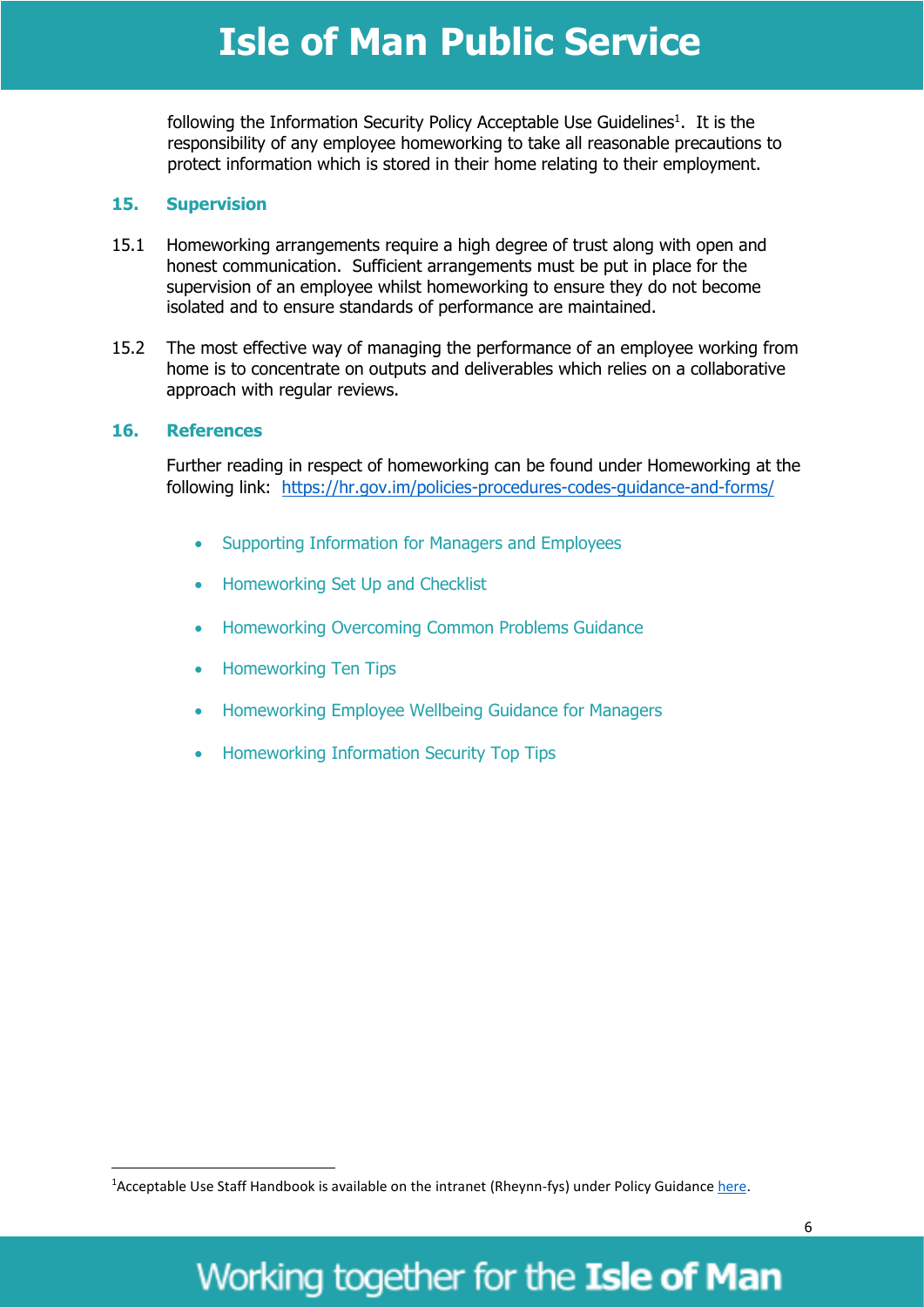following the Information Security Policy Acceptable Use Guidelines[1]. It is the responsibility of any employee homeworking to take all reasonable precautions to protect information which is stored in their home relating to their employment.

## 15. Supervision

15.1 Homeworking arrangements require a high degree of trust along with open and honest communication. Sufficient arrangements must be put in place for the supervision of an employee whilst homeworking to ensure they do not become isolated and to ensure standards of performance are maintained.

15.2 The most effective way of managing the performance of an employee working from home is to concentrate on outputs and deliverables which relies on a collaborative approach with regular reviews.

## 16. References

Further reading in respect of homeworking can be found under Homeworking at the following link: [https://hr.gov.im/policies-procedures-codes-guidance-and-forms/](https://hr.gov.im/policies-procedures-codes-guidance-and-forms/)

- Supporting Information for Managers and Employees
- Homeworking Set Up and Checklist
- Homeworking Overcoming Common Problems Guidance
- Homeworking Ten Tips
- Homeworking Employee Wellbeing Guidance for Managers
- Homeworking Information Security Top Tips

---

[1] Acceptable Use Staff Handbook is available on the intranet (Rheynn-fys) under Policy Guidance here.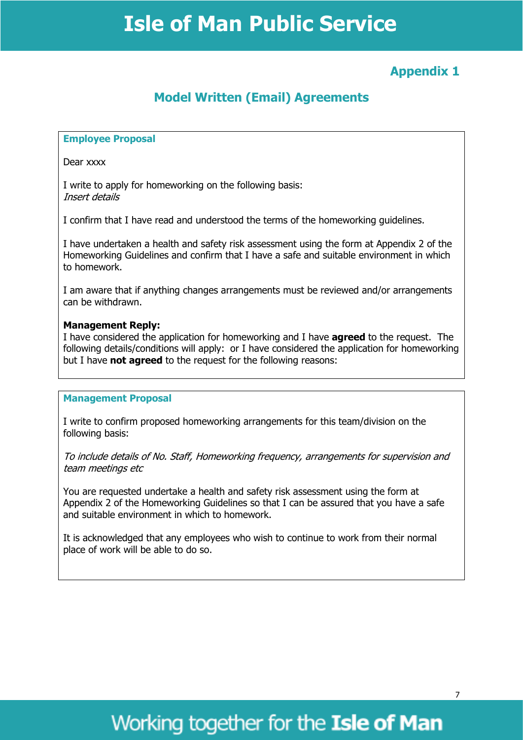## Appendix 1

## Model Written (Email) Agreements

### Employee Proposal

Dear xxxx

I write to apply for homeworking on the following basis:
*Insert details*

I confirm that I have read and understood the terms of the homeworking guidelines.

I have undertaken a health and safety risk assessment using the form at Appendix 2 of the Homeworking Guidelines and confirm that I have a safe and suitable environment in which to homework.

I am aware that if anything changes arrangements must be reviewed and/or arrangements can be withdrawn.

**Management Reply:**
I have considered the application for homeworking and I have **agreed** to the request. The following details/conditions will apply: or I have considered the application for homeworking but I have **not agreed** to the request for the following reasons:

### Management Proposal

I write to confirm proposed homeworking arrangements for this team/division on the following basis:

*To include details of No. Staff, Homeworking frequency, arrangements for supervision and team meetings etc*

You are requested undertake a health and safety risk assessment using the form at Appendix 2 of the Homeworking Guidelines so that I can be assured that you have a safe and suitable environment in which to homework.

It is acknowledged that any employees who wish to continue to work from their normal place of work will be able to do so.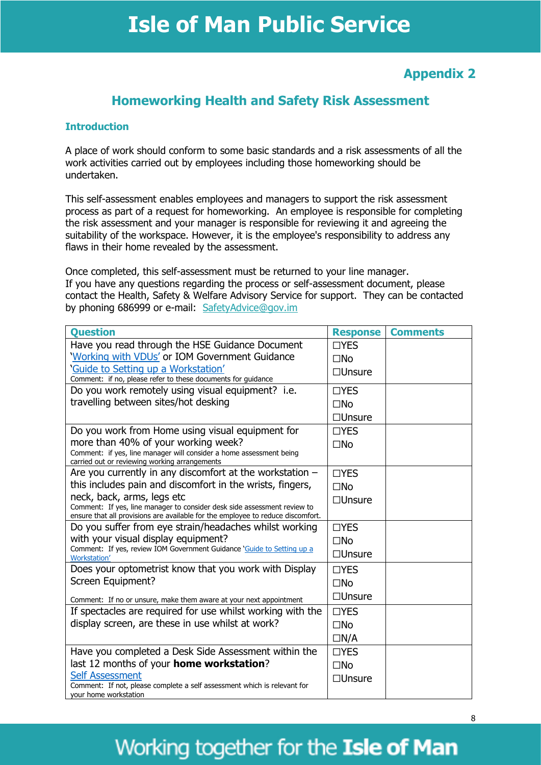## Appendix 2

## Homeworking Health and Safety Risk Assessment

### Introduction

A place of work should conform to some basic standards and a risk assessments of all the work activities carried out by employees including those homeworking should be undertaken.

This self-assessment enables employees and managers to support the risk assessment process as part of a request for homeworking. An employee is responsible for completing the risk assessment and your manager is responsible for reviewing it and agreeing the suitability of the workspace. However, it is the employee's responsibility to address any flaws in their home revealed by the assessment.

Once completed, this self-assessment must be returned to your line manager.
If you have any questions regarding the process or self-assessment document, please contact the Health, Safety & Welfare Advisory Service for support. They can be contacted by phoning 686999 or e-mail: SafetyAdvice@gov.im

| Question | Response | Comments |
|---|---|---|
| Have you read through the HSE Guidance Document 'Working with VDUs' or IOM Government Guidance 'Guide to Setting up a Workstation'<br>Comment: if no, please refer to these documents for guidance | ☐YES<br>☐No<br>☐Unsure | |
| Do you work remotely using visual equipment? i.e. travelling between sites/hot desking | ☐YES<br>☐No<br>☐Unsure | |
| Do you work from Home using visual equipment for more than 40% of your working week?<br>Comment: if yes, line manager will consider a home assessment being carried out or reviewing working arrangements | ☐YES<br>☐No | |
| Are you currently in any discomfort at the workstation – this includes pain and discomfort in the wrists, fingers, neck, back, arms, legs etc<br>Comment: If yes, line manager to consider desk side assessment review to ensure that all provisions are available for the employee to reduce discomfort. | ☐YES<br>☐No<br>☐Unsure | |
| Do you suffer from eye strain/headaches whilst working with your visual display equipment?<br>Comment: If yes, review IOM Government Guidance 'Guide to Setting up a Workstation' | ☐YES<br>☐No<br>☐Unsure | |
| Does your optometrist know that you work with Display Screen Equipment?<br>Comment: If no or unsure, make them aware at your next appointment | ☐YES<br>☐No<br>☐Unsure | |
| If spectacles are required for use whilst working with the display screen, are these in use whilst at work? | ☐YES<br>☐No<br>☐N/A | |
| Have you completed a Desk Side Assessment within the last 12 months of your **home workstation**?<br>Self Assessment<br>Comment: If not, please complete a self assessment which is relevant for your home workstation | ☐YES<br>☐No<br>☐Unsure | |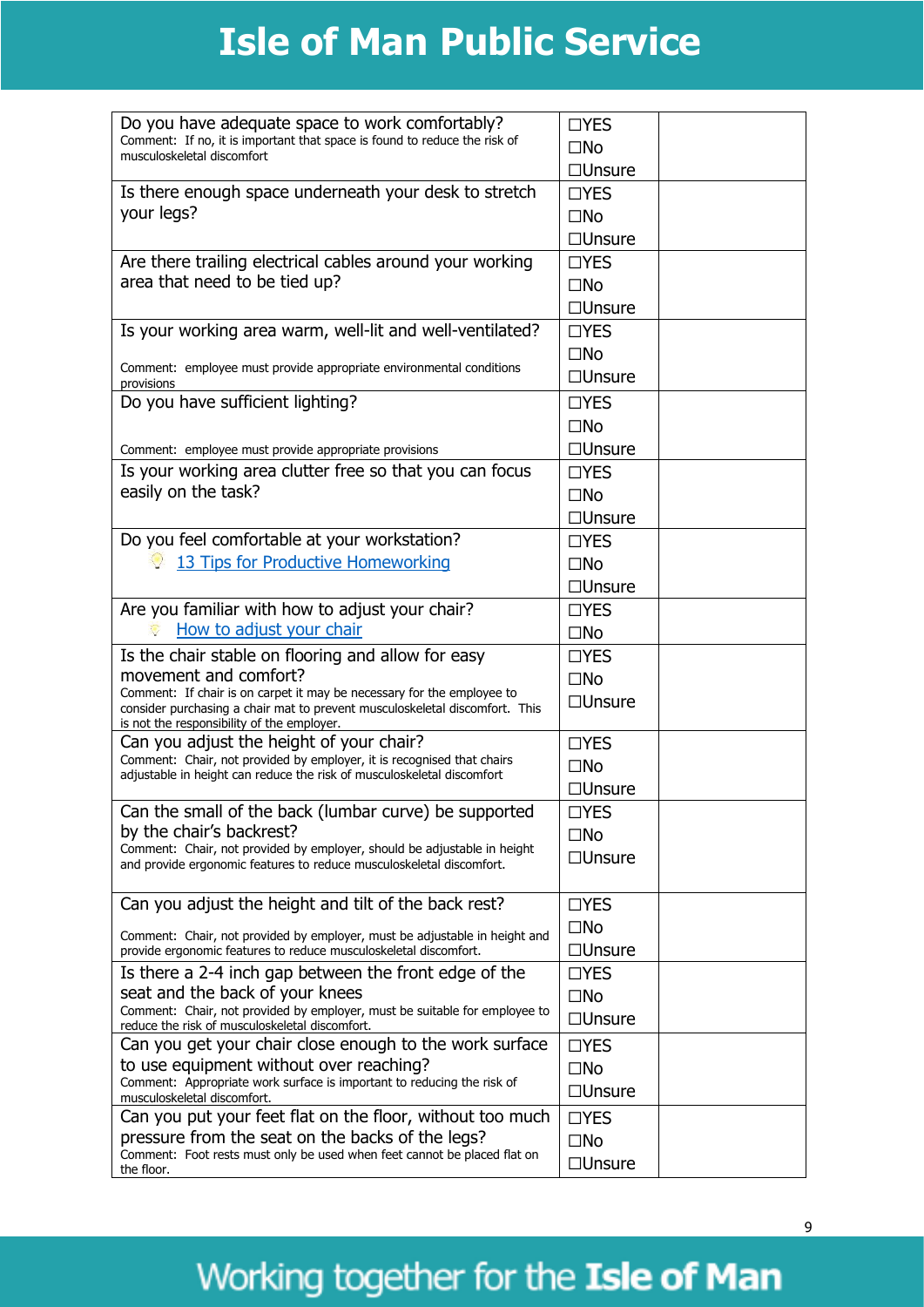| | | |
|---|---|---|
| Do you have adequate space to work comfortably?<br>Comment: If no, it is important that space is found to reduce the risk of musculoskeletal discomfort | ☐YES<br>☐No<br>☐Unsure | |
| Is there enough space underneath your desk to stretch your legs? | ☐YES<br>☐No<br>☐Unsure | |
| Are there trailing electrical cables around your working area that need to be tied up? | ☐YES<br>☐No<br>☐Unsure | |
| Is your working area warm, well-lit and well-ventilated?<br>Comment: employee must provide appropriate environmental conditions provisions | ☐YES<br>☐No<br>☐Unsure | |
| Do you have sufficient lighting?<br>Comment: employee must provide appropriate provisions | ☐YES<br>☐No<br>☐Unsure | |
| Is your working area clutter free so that you can focus easily on the task? | ☐YES<br>☐No<br>☐Unsure | |
| Do you feel comfortable at your workstation?<br>13 Tips for Productive Homeworking | ☐YES<br>☐No<br>☐Unsure | |
| Are you familiar with how to adjust your chair?<br>How to adjust your chair | ☐YES<br>☐No | |
| Is the chair stable on flooring and allow for easy movement and comfort?<br>Comment: If chair is on carpet it may be necessary for the employee to consider purchasing a chair mat to prevent musculoskeletal discomfort. This is not the responsibility of the employer. | ☐YES<br>☐No<br>☐Unsure | |
| Can you adjust the height of your chair?<br>Comment: Chair, not provided by employer, it is recognised that chairs adjustable in height can reduce the risk of musculoskeletal discomfort | ☐YES<br>☐No<br>☐Unsure | |
| Can the small of the back (lumbar curve) be supported by the chair's backrest?<br>Comment: Chair, not provided by employer, should be adjustable in height and provide ergonomic features to reduce musculoskeletal discomfort. | ☐YES<br>☐No<br>☐Unsure | |
| Can you adjust the height and tilt of the back rest?<br>Comment: Chair, not provided by employer, must be adjustable in height and provide ergonomic features to reduce musculoskeletal discomfort. | ☐YES<br>☐No<br>☐Unsure | |
| Is there a 2-4 inch gap between the front edge of the seat and the back of your knees<br>Comment: Chair, not provided by employer, must be suitable for employee to reduce the risk of musculoskeletal discomfort. | ☐YES<br>☐No<br>☐Unsure | |
| Can you get your chair close enough to the work surface to use equipment without over reaching?<br>Comment: Appropriate work surface is important to reducing the risk of musculoskeletal discomfort. | ☐YES<br>☐No<br>☐Unsure | |
| Can you put your feet flat on the floor, without too much pressure from the seat on the backs of the legs?<br>Comment: Foot rests must only be used when feet cannot be placed flat on the floor. | ☐YES<br>☐No<br>☐Unsure | |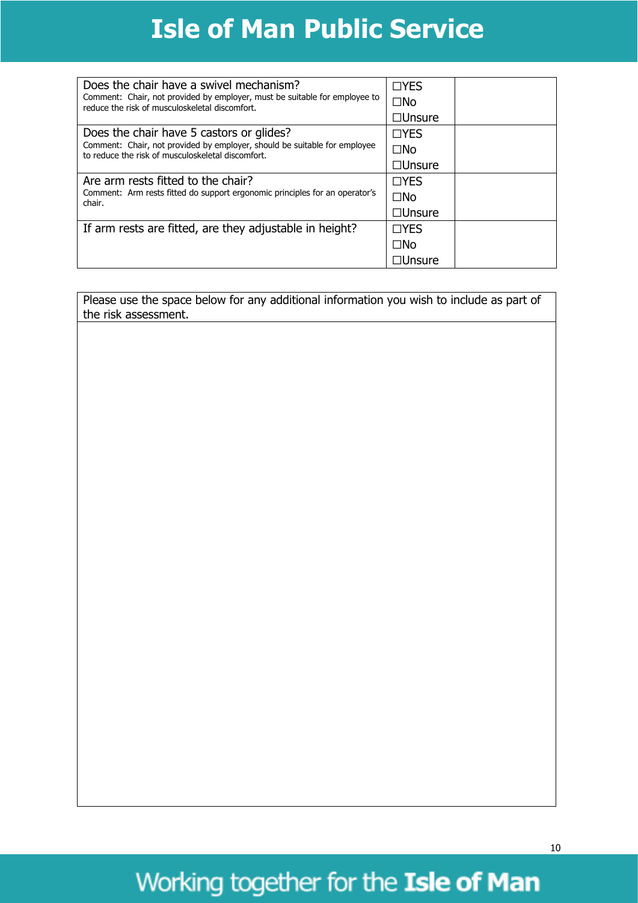| | | |
|---|---|---|
| Does the chair have a swivel mechanism?<br>Comment: Chair, not provided by employer, must be suitable for employee to reduce the risk of musculoskeletal discomfort. | ☐YES<br>☐No<br>☐Unsure | |
| Does the chair have 5 castors or glides?<br>Comment: Chair, not provided by employer, should be suitable for employee to reduce the risk of musculoskeletal discomfort. | ☐YES<br>☐No<br>☐Unsure | |
| Are arm rests fitted to the chair?<br>Comment: Arm rests fitted do support ergonomic principles for an operator's chair. | ☐YES<br>☐No<br>☐Unsure | |
| If arm rests are fitted, are they adjustable in height? | ☐YES<br>☐No<br>☐Unsure | |

| Please use the space below for any additional information you wish to include as part of the risk assessment. |
|---|
| |